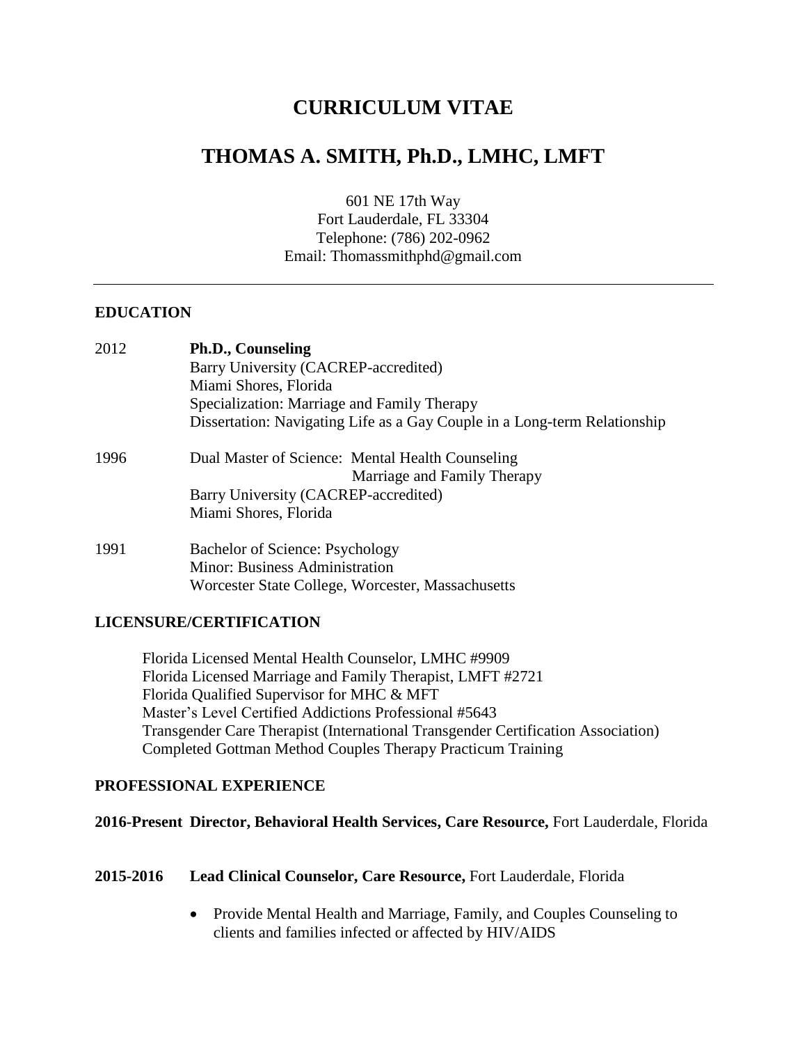# CURRICULUM VITAE

# THOMAS A. SMITH, Ph.D., LMHC, LMFT

601 NE 17th Way
Fort Lauderdale, FL 33304
Telephone: (786) 202-0962
Email: Thomassmithphd@gmail.com

---

## EDUCATION

2012 **Ph.D., Counseling**
Barry University (CACREP-accredited)
Miami Shores, Florida
Specialization: Marriage and Family Therapy
Dissertation: Navigating Life as a Gay Couple in a Long-term Relationship

1996 Dual Master of Science: Mental Health Counseling
Marriage and Family Therapy
Barry University (CACREP-accredited)
Miami Shores, Florida

1991 Bachelor of Science: Psychology
Minor: Business Administration
Worcester State College, Worcester, Massachusetts

## LICENSURE/CERTIFICATION

Florida Licensed Mental Health Counselor, LMHC #9909
Florida Licensed Marriage and Family Therapist, LMFT #2721
Florida Qualified Supervisor for MHC & MFT
Master's Level Certified Addictions Professional #5643
Transgender Care Therapist (International Transgender Certification Association)
Completed Gottman Method Couples Therapy Practicum Training

## PROFESSIONAL EXPERIENCE

**2016-Present Director, Behavioral Health Services, Care Resource,** Fort Lauderdale, Florida

**2015-2016 Lead Clinical Counselor, Care Resource,** Fort Lauderdale, Florida

- Provide Mental Health and Marriage, Family, and Couples Counseling to clients and families infected or affected by HIV/AIDS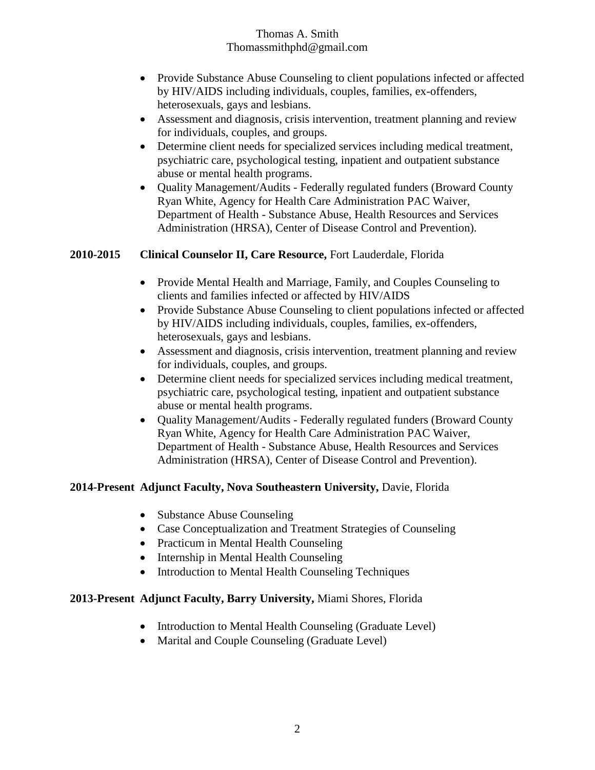- Provide Substance Abuse Counseling to client populations infected or affected by HIV/AIDS including individuals, couples, families, ex-offenders, heterosexuals, gays and lesbians.
- Assessment and diagnosis, crisis intervention, treatment planning and review for individuals, couples, and groups.
- Determine client needs for specialized services including medical treatment, psychiatric care, psychological testing, inpatient and outpatient substance abuse or mental health programs.
- Quality Management/Audits - Federally regulated funders (Broward County Ryan White, Agency for Health Care Administration PAC Waiver, Department of Health - Substance Abuse, Health Resources and Services Administration (HRSA), Center of Disease Control and Prevention).

**2010-2015 Clinical Counselor II, Care Resource,** Fort Lauderdale, Florida

- Provide Mental Health and Marriage, Family, and Couples Counseling to clients and families infected or affected by HIV/AIDS
- Provide Substance Abuse Counseling to client populations infected or affected by HIV/AIDS including individuals, couples, families, ex-offenders, heterosexuals, gays and lesbians.
- Assessment and diagnosis, crisis intervention, treatment planning and review for individuals, couples, and groups.
- Determine client needs for specialized services including medical treatment, psychiatric care, psychological testing, inpatient and outpatient substance abuse or mental health programs.
- Quality Management/Audits - Federally regulated funders (Broward County Ryan White, Agency for Health Care Administration PAC Waiver, Department of Health - Substance Abuse, Health Resources and Services Administration (HRSA), Center of Disease Control and Prevention).

**2014-Present Adjunct Faculty, Nova Southeastern University,** Davie, Florida

- Substance Abuse Counseling
- Case Conceptualization and Treatment Strategies of Counseling
- Practicum in Mental Health Counseling
- Internship in Mental Health Counseling
- Introduction to Mental Health Counseling Techniques

**2013-Present Adjunct Faculty, Barry University,** Miami Shores, Florida

- Introduction to Mental Health Counseling (Graduate Level)
- Marital and Couple Counseling (Graduate Level)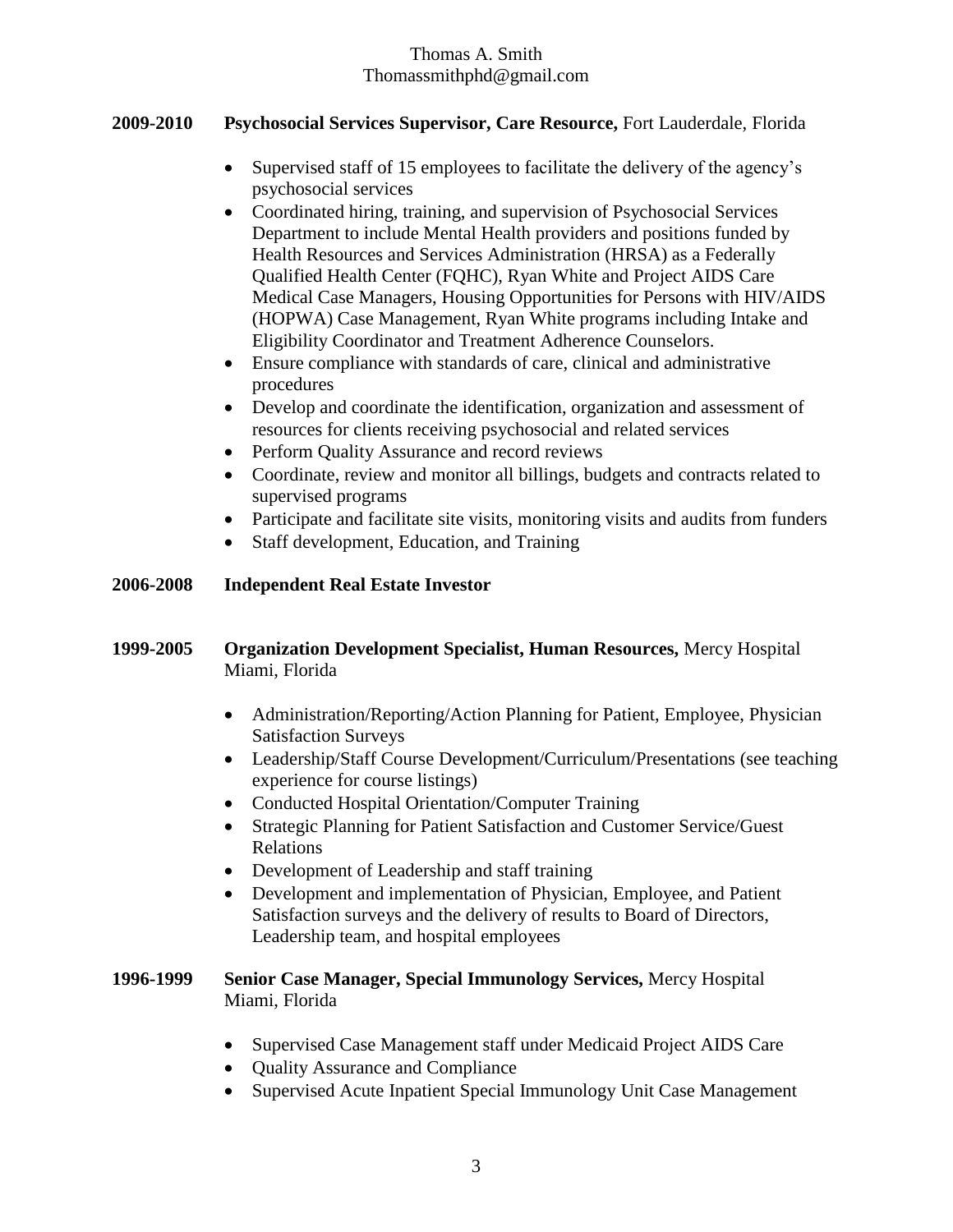**2009-2010** **Psychosocial Services Supervisor, Care Resource,** Fort Lauderdale, Florida

- Supervised staff of 15 employees to facilitate the delivery of the agency's psychosocial services
- Coordinated hiring, training, and supervision of Psychosocial Services Department to include Mental Health providers and positions funded by Health Resources and Services Administration (HRSA) as a Federally Qualified Health Center (FQHC), Ryan White and Project AIDS Care Medical Case Managers, Housing Opportunities for Persons with HIV/AIDS (HOPWA) Case Management, Ryan White programs including Intake and Eligibility Coordinator and Treatment Adherence Counselors.
- Ensure compliance with standards of care, clinical and administrative procedures
- Develop and coordinate the identification, organization and assessment of resources for clients receiving psychosocial and related services
- Perform Quality Assurance and record reviews
- Coordinate, review and monitor all billings, budgets and contracts related to supervised programs
- Participate and facilitate site visits, monitoring visits and audits from funders
- Staff development, Education, and Training

**2006-2008** **Independent Real Estate Investor**

**1999-2005** **Organization Development Specialist, Human Resources,** Mercy Hospital Miami, Florida

- Administration/Reporting/Action Planning for Patient, Employee, Physician Satisfaction Surveys
- Leadership/Staff Course Development/Curriculum/Presentations (see teaching experience for course listings)
- Conducted Hospital Orientation/Computer Training
- Strategic Planning for Patient Satisfaction and Customer Service/Guest Relations
- Development of Leadership and staff training
- Development and implementation of Physician, Employee, and Patient Satisfaction surveys and the delivery of results to Board of Directors, Leadership team, and hospital employees

**1996-1999** **Senior Case Manager, Special Immunology Services,** Mercy Hospital Miami, Florida

- Supervised Case Management staff under Medicaid Project AIDS Care
- Quality Assurance and Compliance
- Supervised Acute Inpatient Special Immunology Unit Case Management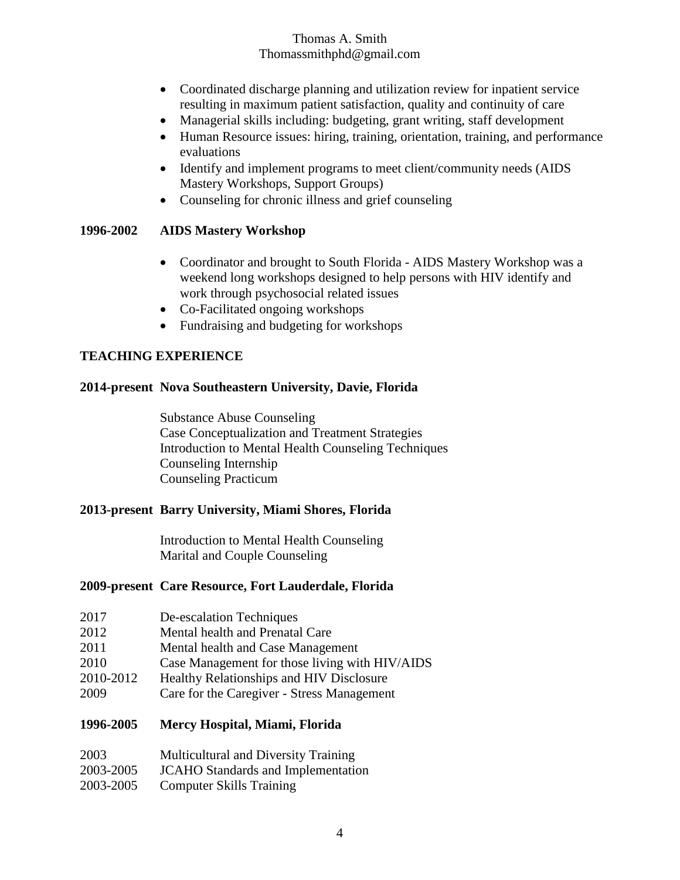- Coordinated discharge planning and utilization review for inpatient service resulting in maximum patient satisfaction, quality and continuity of care
- Managerial skills including: budgeting, grant writing, staff development
- Human Resource issues: hiring, training, orientation, training, and performance evaluations
- Identify and implement programs to meet client/community needs (AIDS Mastery Workshops, Support Groups)
- Counseling for chronic illness and grief counseling

**1996-2002 AIDS Mastery Workshop**

- Coordinator and brought to South Florida - AIDS Mastery Workshop was a weekend long workshops designed to help persons with HIV identify and work through psychosocial related issues
- Co-Facilitated ongoing workshops
- Fundraising and budgeting for workshops

## TEACHING EXPERIENCE

**2014-present Nova Southeastern University, Davie, Florida**

Substance Abuse Counseling
Case Conceptualization and Treatment Strategies
Introduction to Mental Health Counseling Techniques
Counseling Internship
Counseling Practicum

**2013-present Barry University, Miami Shores, Florida**

Introduction to Mental Health Counseling
Marital and Couple Counseling

**2009-present Care Resource, Fort Lauderdale, Florida**

2017 De-escalation Techniques
2012 Mental health and Prenatal Care
2011 Mental health and Case Management
2010 Case Management for those living with HIV/AIDS
2010-2012 Healthy Relationships and HIV Disclosure
2009 Care for the Caregiver - Stress Management

**1996-2005 Mercy Hospital, Miami, Florida**

2003 Multicultural and Diversity Training
2003-2005 JCAHO Standards and Implementation
2003-2005 Computer Skills Training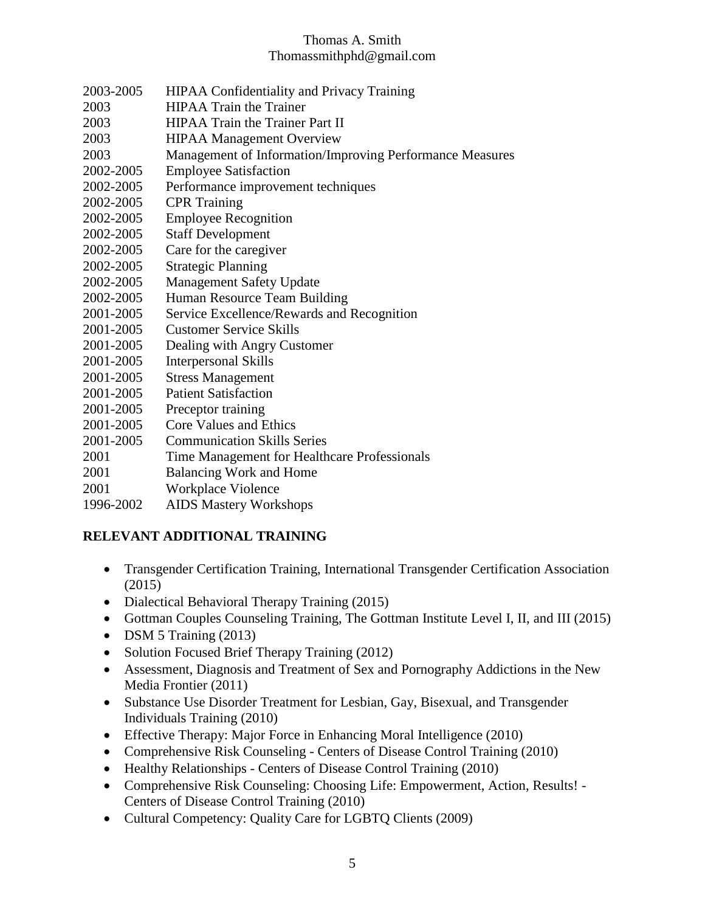| | |
|---|---|
| 2003-2005 | HIPAA Confidentiality and Privacy Training |
| 2003 | HIPAA Train the Trainer |
| 2003 | HIPAA Train the Trainer Part II |
| 2003 | HIPAA Management Overview |
| 2003 | Management of Information/Improving Performance Measures |
| 2002-2005 | Employee Satisfaction |
| 2002-2005 | Performance improvement techniques |
| 2002-2005 | CPR Training |
| 2002-2005 | Employee Recognition |
| 2002-2005 | Staff Development |
| 2002-2005 | Care for the caregiver |
| 2002-2005 | Strategic Planning |
| 2002-2005 | Management Safety Update |
| 2002-2005 | Human Resource Team Building |
| 2001-2005 | Service Excellence/Rewards and Recognition |
| 2001-2005 | Customer Service Skills |
| 2001-2005 | Dealing with Angry Customer |
| 2001-2005 | Interpersonal Skills |
| 2001-2005 | Stress Management |
| 2001-2005 | Patient Satisfaction |
| 2001-2005 | Preceptor training |
| 2001-2005 | Core Values and Ethics |
| 2001-2005 | Communication Skills Series |
| 2001 | Time Management for Healthcare Professionals |
| 2001 | Balancing Work and Home |
| 2001 | Workplace Violence |
| 1996-2002 | AIDS Mastery Workshops |

## RELEVANT ADDITIONAL TRAINING

- Transgender Certification Training, International Transgender Certification Association (2015)
- Dialectical Behavioral Therapy Training (2015)
- Gottman Couples Counseling Training, The Gottman Institute Level I, II, and III (2015)
- DSM 5 Training (2013)
- Solution Focused Brief Therapy Training (2012)
- Assessment, Diagnosis and Treatment of Sex and Pornography Addictions in the New Media Frontier (2011)
- Substance Use Disorder Treatment for Lesbian, Gay, Bisexual, and Transgender Individuals Training (2010)
- Effective Therapy: Major Force in Enhancing Moral Intelligence (2010)
- Comprehensive Risk Counseling - Centers of Disease Control Training (2010)
- Healthy Relationships - Centers of Disease Control Training (2010)
- Comprehensive Risk Counseling: Choosing Life: Empowerment, Action, Results! - Centers of Disease Control Training (2010)
- Cultural Competency: Quality Care for LGBTQ Clients (2009)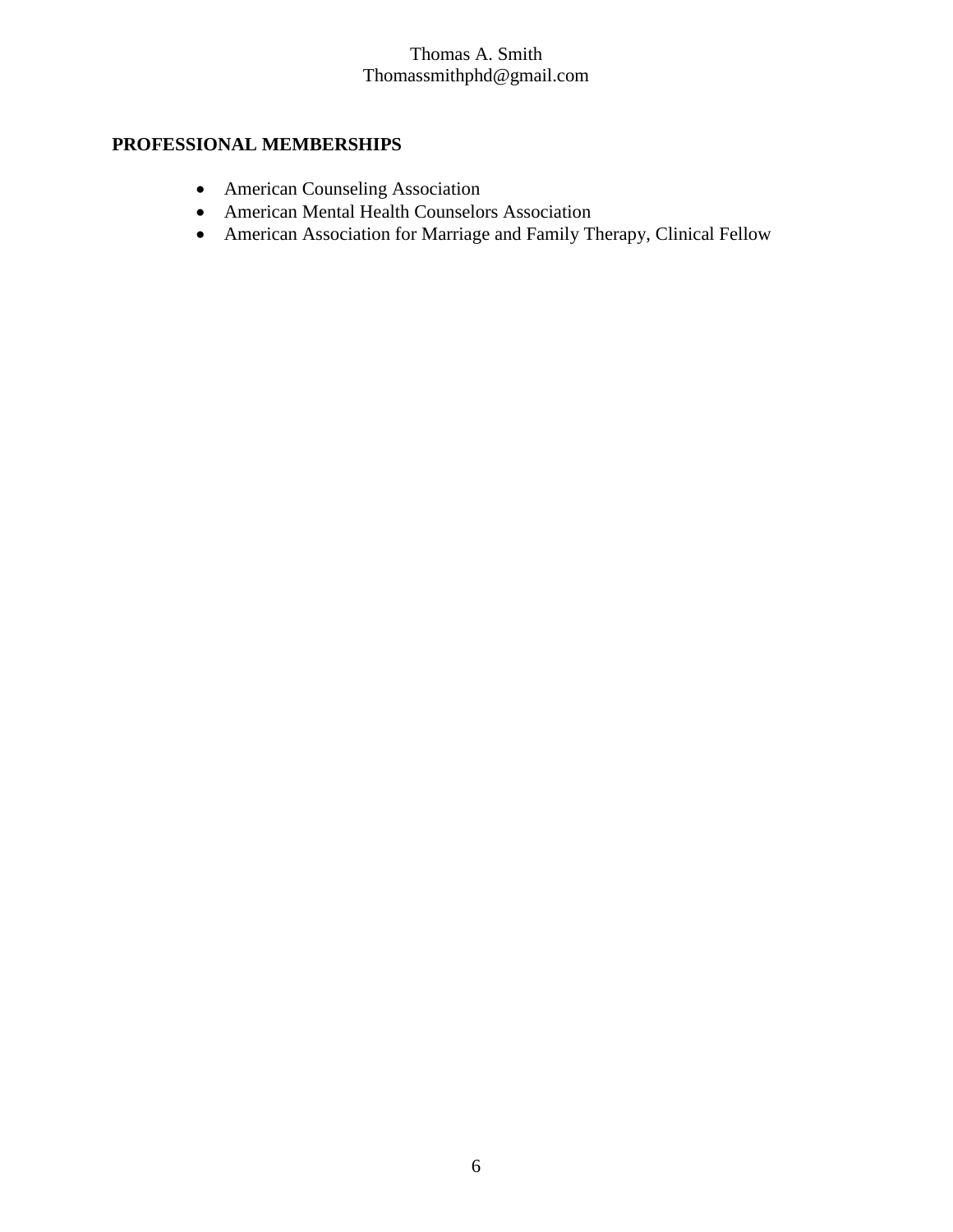## PROFESSIONAL MEMBERSHIPS

- American Counseling Association
- American Mental Health Counselors Association
- American Association for Marriage and Family Therapy, Clinical Fellow